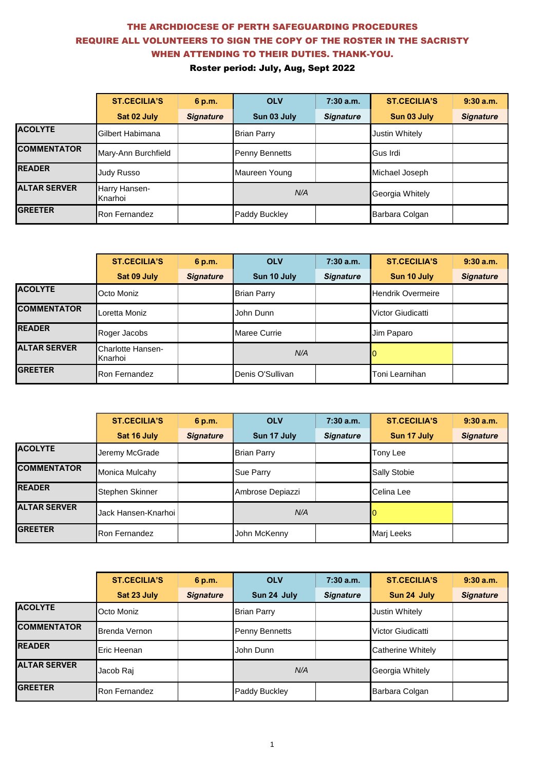**THE ARCHDIOCESE OF PERTH SAFEGUARDING PROCEDURES REQUIRE ALL VOLUNTEERS TO SIGN THE COPY OF THE ROSTER IN THE SACRISTY WHEN ATTENDING TO THEIR DUTIES. THANK-YOU.**

**Roster period: July, Aug, Sept 2022**

| | ST.CECILIA'S | 6 p.m. | OLV | 7:30 a.m. | ST.CECILIA'S | 9:30 a.m. |
|---|---|---|---|---|---|---|
| | Sat 02 July | *Signature* | Sun 03 July | *Signature* | Sun 03 July | *Signature* |
| ACOLYTE | Gilbert Habimana | | Brian Parry | | Justin Whitely | |
| COMMENTATOR | Mary-Ann Burchfield | | Penny Bennetts | | Gus Irdi | |
| READER | Judy Russo | | Maureen Young | | Michael Joseph | |
| ALTAR SERVER | Harry Hansen-Knarhoi | | *N/A* | | Georgia Whitely | |
| GREETER | Ron Fernandez | | Paddy Buckley | | Barbara Colgan | |

| | ST.CECILIA'S | 6 p.m. | OLV | 7:30 a.m. | ST.CECILIA'S | 9:30 a.m. |
|---|---|---|---|---|---|---|
| | Sat 09 July | *Signature* | Sun 10 July | *Signature* | Sun 10 July | *Signature* |
| ACOLYTE | Octo Moniz | | Brian Parry | | Hendrik Overmeire | |
| COMMENTATOR | Loretta Moniz | | John Dunn | | Victor Giudicatti | |
| READER | Roger Jacobs | | Maree Currie | | Jim Paparo | |
| ALTAR SERVER | Charlotte Hansen-Knarhoi | | *N/A* | | 0 | |
| GREETER | Ron Fernandez | | Denis O'Sullivan | | Toni Learnihan | |

| | ST.CECILIA'S | 6 p.m. | OLV | 7:30 a.m. | ST.CECILIA'S | 9:30 a.m. |
|---|---|---|---|---|---|---|
| | Sat 16 July | *Signature* | Sun 17 July | *Signature* | Sun 17 July | *Signature* |
| ACOLYTE | Jeremy McGrade | | Brian Parry | | Tony Lee | |
| COMMENTATOR | Monica Mulcahy | | Sue Parry | | Sally Stobie | |
| READER | Stephen Skinner | | Ambrose Depiazzi | | Celina Lee | |
| ALTAR SERVER | Jack Hansen-Knarhoi | | *N/A* | | 0 | |
| GREETER | Ron Fernandez | | John McKenny | | Marj Leeks | |

| | ST.CECILIA'S | 6 p.m. | OLV | 7:30 a.m. | ST.CECILIA'S | 9:30 a.m. |
|---|---|---|---|---|---|---|
| | Sat 23 July | *Signature* | Sun 24 July | *Signature* | Sun 24 July | *Signature* |
| ACOLYTE | Octo Moniz | | Brian Parry | | Justin Whitely | |
| COMMENTATOR | Brenda Vernon | | Penny Bennetts | | Victor Giudicatti | |
| READER | Eric Heenan | | John Dunn | | Catherine Whitely | |
| ALTAR SERVER | Jacob Raj | | *N/A* | | Georgia Whitely | |
| GREETER | Ron Fernandez | | Paddy Buckley | | Barbara Colgan | |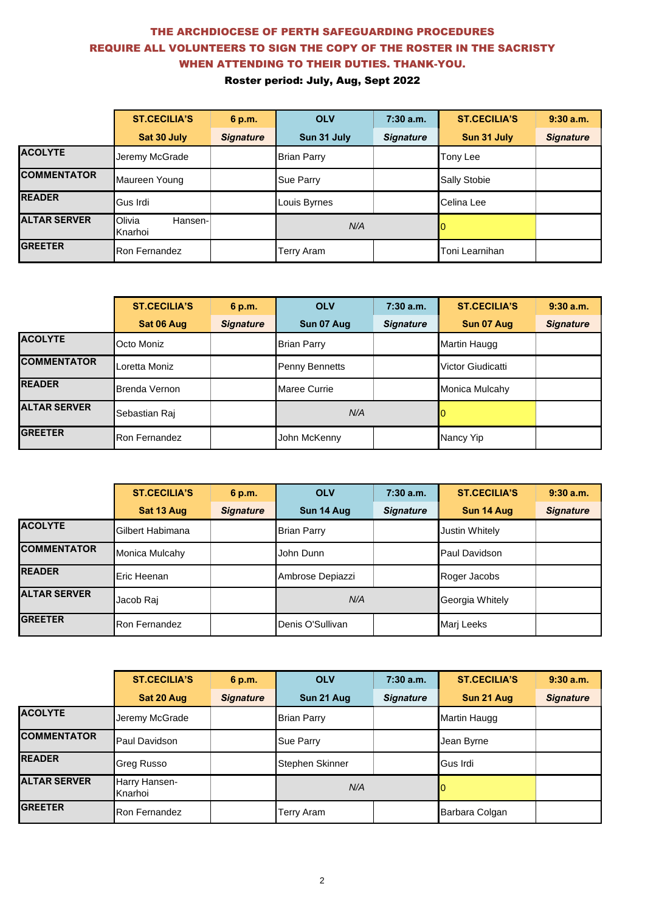**THE ARCHDIOCESE OF PERTH SAFEGUARDING PROCEDURES REQUIRE ALL VOLUNTEERS TO SIGN THE COPY OF THE ROSTER IN THE SACRISTY WHEN ATTENDING TO THEIR DUTIES. THANK-YOU.**

**Roster period: July, Aug, Sept 2022**

| | ST.CECILIA'S | 6 p.m. | OLV | 7:30 a.m. | ST.CECILIA'S | 9:30 a.m. |
|---|---|---|---|---|---|---|
| | Sat 30 July | *Signature* | Sun 31 July | *Signature* | Sun 31 July | *Signature* |
| **ACOLYTE** | Jeremy McGrade | | Brian Parry | | Tony Lee | |
| **COMMENTATOR** | Maureen Young | | Sue Parry | | Sally Stobie | |
| **READER** | Gus Irdi | | Louis Byrnes | | Celina Lee | |
| **ALTAR SERVER** | Olivia Hansen-Knarhoi | | *N/A* | | 0 | |
| **GREETER** | Ron Fernandez | | Terry Aram | | Toni Learnihan | |

| | ST.CECILIA'S | 6 p.m. | OLV | 7:30 a.m. | ST.CECILIA'S | 9:30 a.m. |
|---|---|---|---|---|---|---|
| | Sat 06 Aug | *Signature* | Sun 07 Aug | *Signature* | Sun 07 Aug | *Signature* |
| **ACOLYTE** | Octo Moniz | | Brian Parry | | Martin Haugg | |
| **COMMENTATOR** | Loretta Moniz | | Penny Bennetts | | Victor Giudicatti | |
| **READER** | Brenda Vernon | | Maree Currie | | Monica Mulcahy | |
| **ALTAR SERVER** | Sebastian Raj | | *N/A* | | 0 | |
| **GREETER** | Ron Fernandez | | John McKenny | | Nancy Yip | |

| | ST.CECILIA'S | 6 p.m. | OLV | 7:30 a.m. | ST.CECILIA'S | 9:30 a.m. |
|---|---|---|---|---|---|---|
| | Sat 13 Aug | *Signature* | Sun 14 Aug | *Signature* | Sun 14 Aug | *Signature* |
| **ACOLYTE** | Gilbert Habimana | | Brian Parry | | Justin Whitely | |
| **COMMENTATOR** | Monica Mulcahy | | John Dunn | | Paul Davidson | |
| **READER** | Eric Heenan | | Ambrose Depiazzi | | Roger Jacobs | |
| **ALTAR SERVER** | Jacob Raj | | *N/A* | | Georgia Whitely | |
| **GREETER** | Ron Fernandez | | Denis O'Sullivan | | Marj Leeks | |

| | ST.CECILIA'S | 6 p.m. | OLV | 7:30 a.m. | ST.CECILIA'S | 9:30 a.m. |
|---|---|---|---|---|---|---|
| | Sat 20 Aug | *Signature* | Sun 21 Aug | *Signature* | Sun 21 Aug | *Signature* |
| **ACOLYTE** | Jeremy McGrade | | Brian Parry | | Martin Haugg | |
| **COMMENTATOR** | Paul Davidson | | Sue Parry | | Jean Byrne | |
| **READER** | Greg Russo | | Stephen Skinner | | Gus Irdi | |
| **ALTAR SERVER** | Harry Hansen-Knarhoi | | *N/A* | | 0 | |
| **GREETER** | Ron Fernandez | | Terry Aram | | Barbara Colgan | |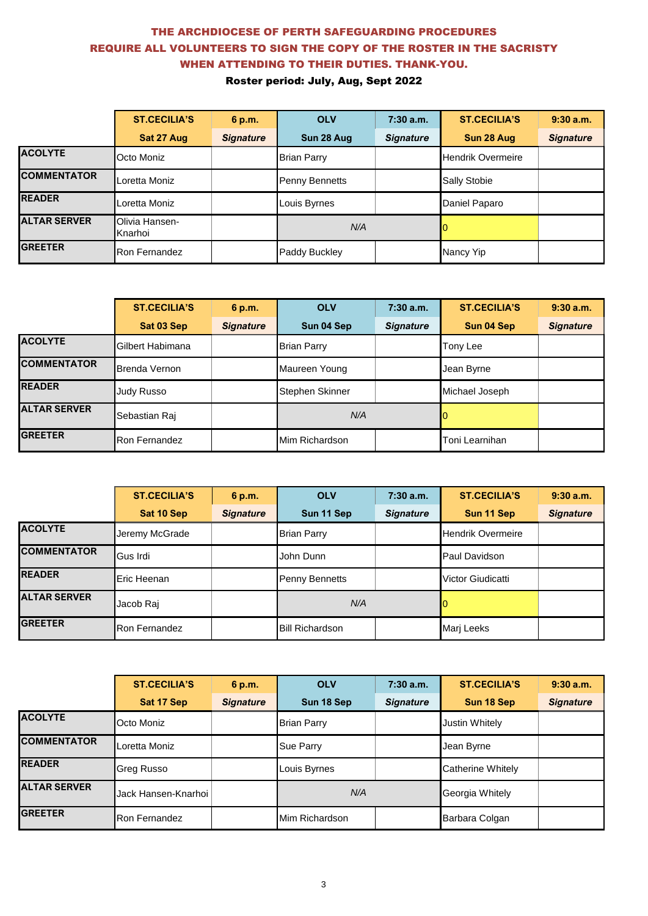**THE ARCHDIOCESE OF PERTH SAFEGUARDING PROCEDURES REQUIRE ALL VOLUNTEERS TO SIGN THE COPY OF THE ROSTER IN THE SACRISTY WHEN ATTENDING TO THEIR DUTIES. THANK-YOU.**

**Roster period: July, Aug, Sept 2022**

| | ST.CECILIA'S | 6 p.m. | OLV | 7:30 a.m. | ST.CECILIA'S | 9:30 a.m. |
|---|---|---|---|---|---|---|
| | Sat 27 Aug | *Signature* | Sun 28 Aug | *Signature* | Sun 28 Aug | *Signature* |
| **ACOLYTE** | Octo Moniz | | Brian Parry | | Hendrik Overmeire | |
| **COMMENTATOR** | Loretta Moniz | | Penny Bennetts | | Sally Stobie | |
| **READER** | Loretta Moniz | | Louis Byrnes | | Daniel Paparo | |
| **ALTAR SERVER** | Olivia Hansen-Knarhoi | | *N/A* | | 0 | |
| **GREETER** | Ron Fernandez | | Paddy Buckley | | Nancy Yip | |

| | ST.CECILIA'S | 6 p.m. | OLV | 7:30 a.m. | ST.CECILIA'S | 9:30 a.m. |
|---|---|---|---|---|---|---|
| | Sat 03 Sep | *Signature* | Sun 04 Sep | *Signature* | Sun 04 Sep | *Signature* |
| **ACOLYTE** | Gilbert Habimana | | Brian Parry | | Tony Lee | |
| **COMMENTATOR** | Brenda Vernon | | Maureen Young | | Jean Byrne | |
| **READER** | Judy Russo | | Stephen Skinner | | Michael Joseph | |
| **ALTAR SERVER** | Sebastian Raj | | *N/A* | | 0 | |
| **GREETER** | Ron Fernandez | | Mim Richardson | | Toni Learnihan | |

| | ST.CECILIA'S | 6 p.m. | OLV | 7:30 a.m. | ST.CECILIA'S | 9:30 a.m. |
|---|---|---|---|---|---|---|
| | Sat 10 Sep | *Signature* | Sun 11 Sep | *Signature* | Sun 11 Sep | *Signature* |
| **ACOLYTE** | Jeremy McGrade | | Brian Parry | | Hendrik Overmeire | |
| **COMMENTATOR** | Gus Irdi | | John Dunn | | Paul Davidson | |
| **READER** | Eric Heenan | | Penny Bennetts | | Victor Giudicatti | |
| **ALTAR SERVER** | Jacob Raj | | *N/A* | | 0 | |
| **GREETER** | Ron Fernandez | | Bill Richardson | | Marj Leeks | |

| | ST.CECILIA'S | 6 p.m. | OLV | 7:30 a.m. | ST.CECILIA'S | 9:30 a.m. |
|---|---|---|---|---|---|---|
| | Sat 17 Sep | *Signature* | Sun 18 Sep | *Signature* | Sun 18 Sep | *Signature* |
| **ACOLYTE** | Octo Moniz | | Brian Parry | | Justin Whitely | |
| **COMMENTATOR** | Loretta Moniz | | Sue Parry | | Jean Byrne | |
| **READER** | Greg Russo | | Louis Byrnes | | Catherine Whitely | |
| **ALTAR SERVER** | Jack Hansen-Knarhoi | | *N/A* | | Georgia Whitely | |
| **GREETER** | Ron Fernandez | | Mim Richardson | | Barbara Colgan | |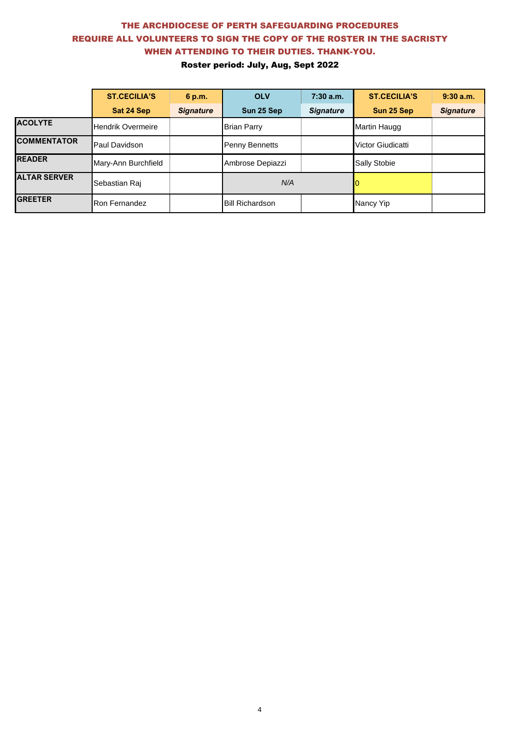**THE ARCHDIOCESE OF PERTH SAFEGUARDING PROCEDURES REQUIRE ALL VOLUNTEERS TO SIGN THE COPY OF THE ROSTER IN THE SACRISTY WHEN ATTENDING TO THEIR DUTIES. THANK-YOU.**

**Roster period: July, Aug, Sept 2022**

| | ST.CECILIA'S | 6 p.m. | OLV | 7:30 a.m. | ST.CECILIA'S | 9:30 a.m. |
|---|---|---|---|---|---|---|
| | Sat 24 Sep | *Signature* | Sun 25 Sep | *Signature* | Sun 25 Sep | *Signature* |
| **ACOLYTE** | Hendrik Overmeire | | Brian Parry | | Martin Haugg | |
| **COMMENTATOR** | Paul Davidson | | Penny Bennetts | | Victor Giudicatti | |
| **READER** | Mary-Ann Burchfield | | Ambrose Depiazzi | | Sally Stobie | |
| **ALTAR SERVER** | Sebastian Raj | | *N/A* | | 0 | |
| **GREETER** | Ron Fernandez | | Bill Richardson | | Nancy Yip | |